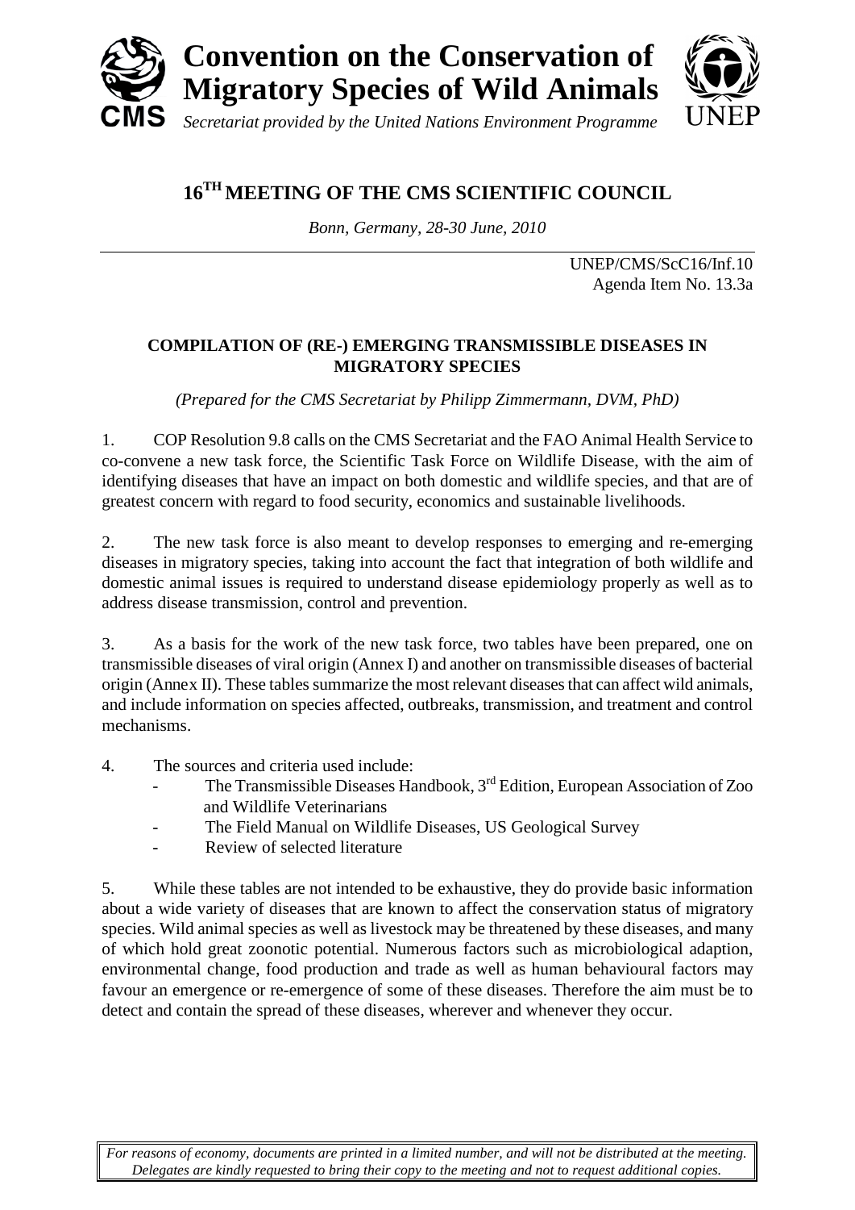# Convention on the Conservation of Migratory Species of Wild Animals

*Secretariat provided by the United Nations Environment Programme*

CMS UNEP

## 16TH MEETING OF THE CMS SCIENTIFIC COUNCIL

*Bonn, Germany, 28-30 June, 2010*

UNEP/CMS/ScC16/Inf.10
Agenda Item No. 13.3a

### COMPILATION OF (RE-) EMERGING TRANSMISSIBLE DISEASES IN MIGRATORY SPECIES

*(Prepared for the CMS Secretariat by Philipp Zimmermann, DVM, PhD)*

1. COP Resolution 9.8 calls on the CMS Secretariat and the FAO Animal Health Service to co-convene a new task force, the Scientific Task Force on Wildlife Disease, with the aim of identifying diseases that have an impact on both domestic and wildlife species, and that are of greatest concern with regard to food security, economics and sustainable livelihoods.

2. The new task force is also meant to develop responses to emerging and re-emerging diseases in migratory species, taking into account the fact that integration of both wildlife and domestic animal issues is required to understand disease epidemiology properly as well as to address disease transmission, control and prevention.

3. As a basis for the work of the new task force, two tables have been prepared, one on transmissible diseases of viral origin (Annex I) and another on transmissible diseases of bacterial origin (Annex II). These tables summarize the most relevant diseases that can affect wild animals, and include information on species affected, outbreaks, transmission, and treatment and control mechanisms.

4. The sources and criteria used include:
   - The Transmissible Diseases Handbook, 3rd Edition, European Association of Zoo and Wildlife Veterinarians
   - The Field Manual on Wildlife Diseases, US Geological Survey
   - Review of selected literature

5. While these tables are not intended to be exhaustive, they do provide basic information about a wide variety of diseases that are known to affect the conservation status of migratory species. Wild animal species as well as livestock may be threatened by these diseases, and many of which hold great zoonotic potential. Numerous factors such as microbiological adaption, environmental change, food production and trade as well as human behavioural factors may favour an emergence or re-emergence of some of these diseases. Therefore the aim must be to detect and contain the spread of these diseases, wherever and whenever they occur.

*For reasons of economy, documents are printed in a limited number, and will not be distributed at the meeting. Delegates are kindly requested to bring their copy to the meeting and not to request additional copies.*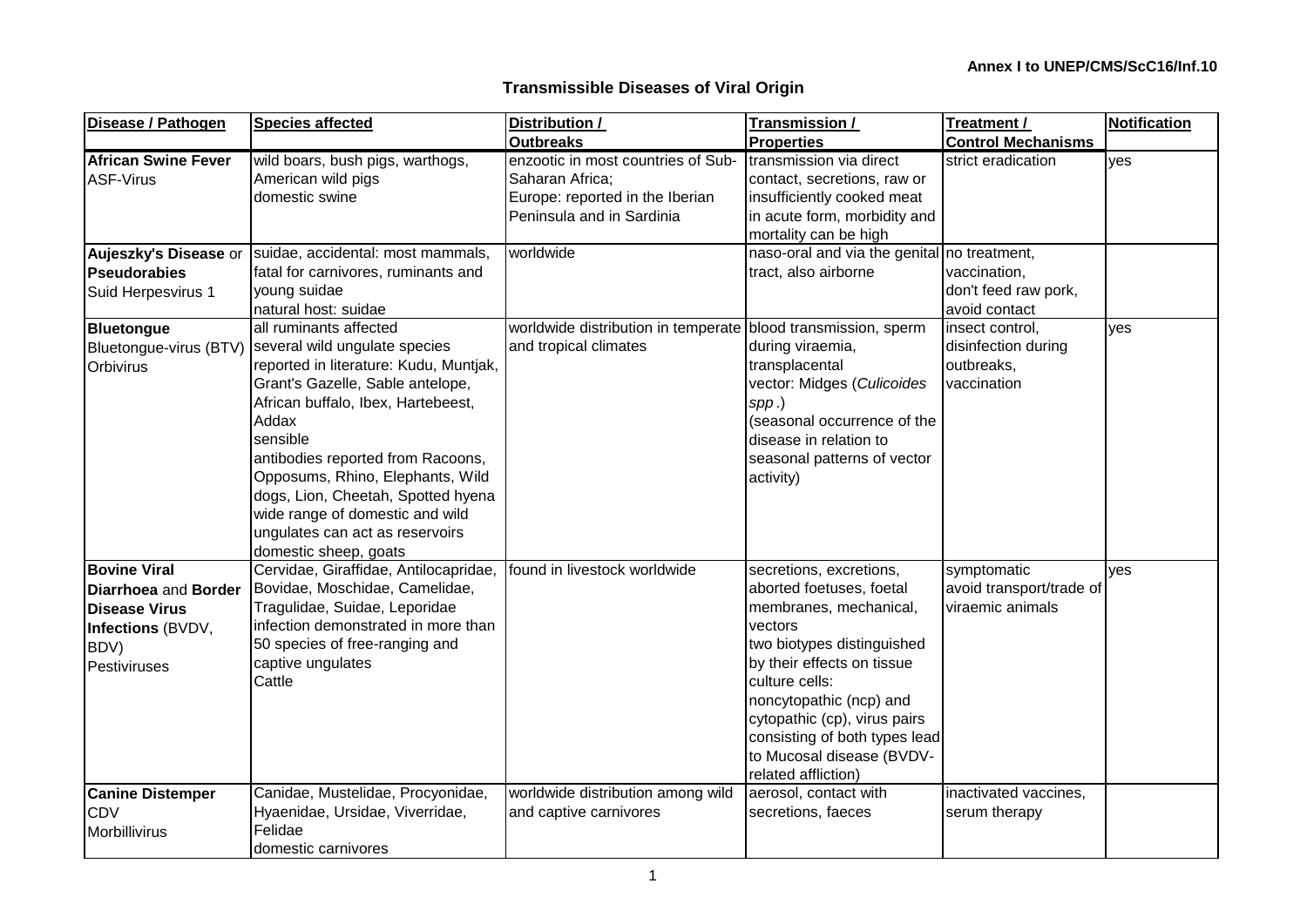Annex I to UNEP/CMS/ScC16/Inf.10

## Transmissible Diseases of Viral Origin

| Disease / Pathogen | Species affected | Distribution / Outbreaks | Transmission / Properties | Treatment / Control Mechanisms | Notification |
|---|---|---|---|---|---|
| **African Swine Fever** ASF-Virus | wild boars, bush pigs, warthogs, American wild pigs domestic swine | enzootic in most countries of Sub-Saharan Africa; Europe: reported in the Iberian Peninsula and in Sardinia | transmission via direct contact, secretions, raw or insufficiently cooked meat in acute form, morbidity and mortality can be high | strict eradication | yes |
| **Aujeszky's Disease** or **Pseudorabies** Suid Herpesvirus 1 | suidae, accidental: most mammals, fatal for carnivores, ruminants and young suidae natural host: suidae | worldwide | naso-oral and via the genital tract, also airborne | no treatment, vaccination, don't feed raw pork, avoid contact | |
| **Bluetongue** Bluetongue-virus (BTV) Orbivirus | all ruminants affected several wild ungulate species reported in literature: Kudu, Muntjak, Grant's Gazelle, Sable antelope, African buffalo, Ibex, Hartebeest, Addax sensible antibodies reported from Racoons, Opposums, Rhino, Elephants, Wild dogs, Lion, Cheetah, Spotted hyena wide range of domestic and wild ungulates can act as reservoirs domestic sheep, goats | worldwide distribution in temperate and tropical climates | blood transmission, sperm during viraemia, transplacental vector: Midges (*Culicoides spp*.) (seasonal occurrence of the disease in relation to seasonal patterns of vector activity) | insect control, disinfection during outbreaks, vaccination | yes |
| **Bovine Viral Diarrhoea** and **Border Disease Virus Infections** (BVDV, BDV) Pestiviruses | Cervidae, Giraffidae, Antilocapridae, Bovidae, Moschidae, Camelidae, Tragulidae, Suidae, Leporidae infection demonstrated in more than 50 species of free-ranging and captive ungulates Cattle | found in livestock worldwide | secretions, excretions, aborted foetuses, foetal membranes, mechanical, vectors two biotypes distinguished by their effects on tissue culture cells: noncytopathic (ncp) and cytopathic (cp), virus pairs consisting of both types lead to Mucosal disease (BVDV-related affliction) | symptomatic avoid transport/trade of viraemic animals | yes |
| **Canine Distemper** CDV Morbillivirus | Canidae, Mustelidae, Procyonidae, Hyaenidae, Ursidae, Viverridae, Felidae domestic carnivores | worldwide distribution among wild and captive carnivores | aerosol, contact with secretions, faeces | inactivated vaccines, serum therapy | |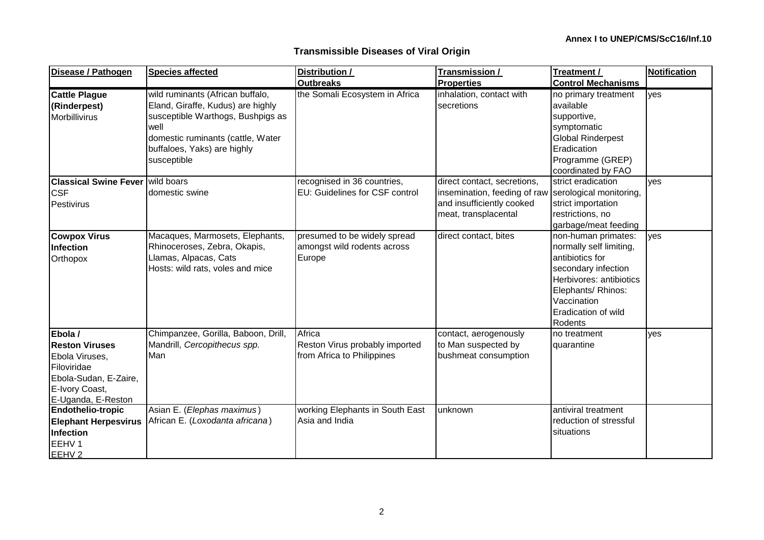**Annex I to UNEP/CMS/ScC16/Inf.10**

## Transmissible Diseases of Viral Origin

| Disease / Pathogen | Species affected | Distribution / Outbreaks | Transmission / Properties | Treatment / Control Mechanisms | Notification |
|---|---|---|---|---|---|
| **Cattle Plague (Rinderpest)** Morbillivirus | wild ruminants (African buffalo, Eland, Giraffe, Kudus) are highly susceptible Warthogs, Bushpigs as well domestic ruminants (cattle, Water buffaloes, Yaks) are highly susceptible | the Somali Ecosystem in Africa | inhalation, contact with secretions | no primary treatment available supportive, symptomatic Global Rinderpest Eradication Programme (GREP) coordinated by FAO | yes |
| **Classical Swine Fever CSF** Pestivirus | wild boars domestic swine | recognised in 36 countries, EU: Guidelines for CSF control | direct contact, secretions, insemination, feeding of raw and insufficiently cooked meat, transplacental | strict eradication serological monitoring, strict importation restrictions, no garbage/meat feeding | yes |
| **Cowpox Virus Infection** Orthopox | Macaques, Marmosets, Elephants, Rhinoceroses, Zebra, Okapis, Llamas, Alpacas, Cats Hosts: wild rats, voles and mice | presumed to be widely spread amongst wild rodents across Europe | direct contact, bites | non-human primates: normally self limiting, antibiotics for secondary infection Herbivores: antibiotics Elephants/ Rhinos: Vaccination Eradication of wild Rodents | yes |
| **Ebola / Reston Viruses** Ebola Viruses, Filoviridae Ebola-Sudan, E-Zaire, E-Ivory Coast, E-Uganda, E-Reston | Chimpanzee, Gorilla, Baboon, Drill, Mandrill, *Cercopithecus spp.* Man | Africa Reston Virus probably imported from Africa to Philippines | contact, aerogenously to Man suspected by bushmeat consumption | no treatment quarantine | yes |
| **Endothelio-tropic Elephant Herpesvirus Infection** EEHV 1 EEHV 2 | Asian E. (*Elephas maximus*) African E. (*Loxodanta africana*) | working Elephants in South East Asia and India | unknown | antiviral treatment reduction of stressful situations | |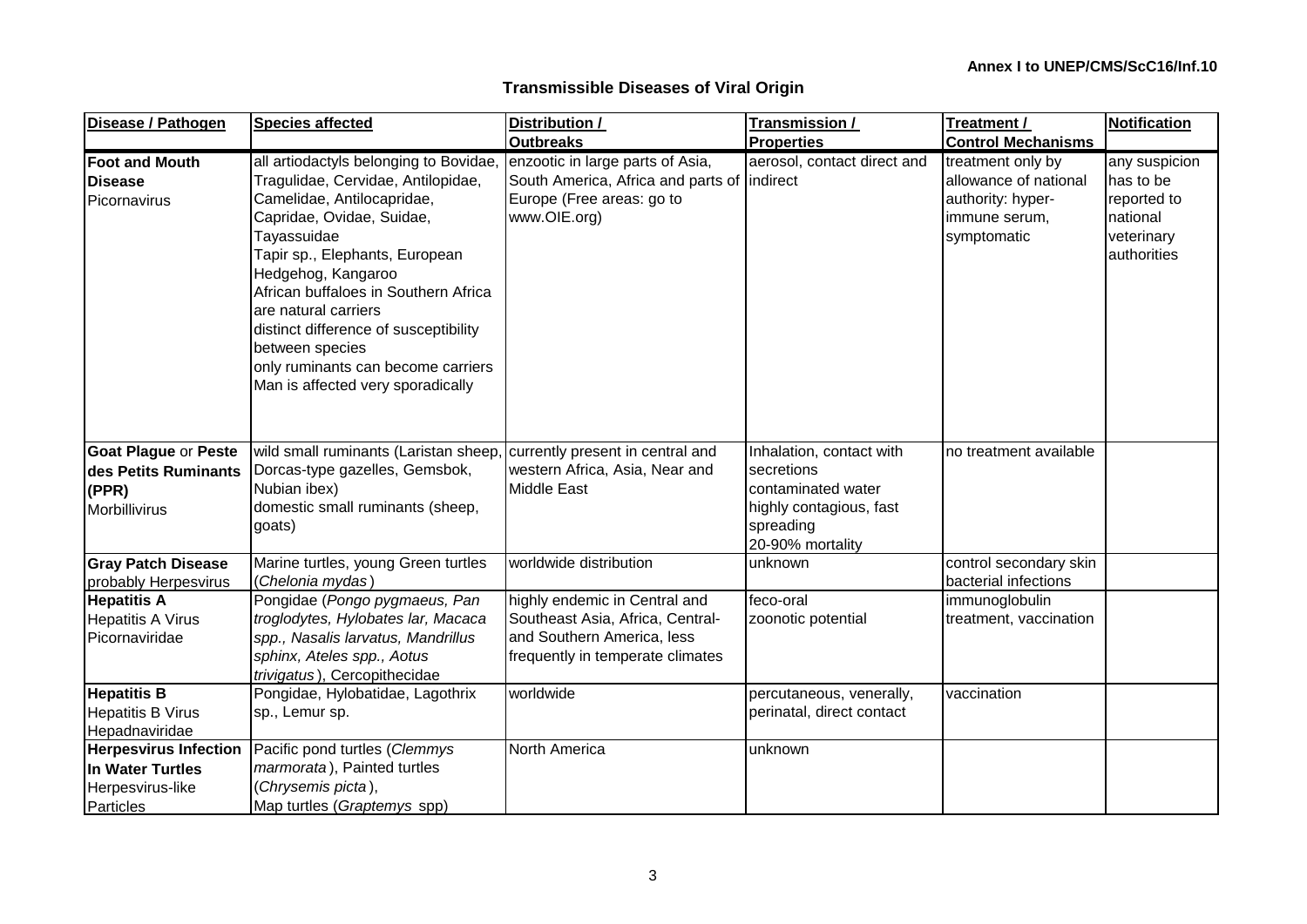Annex I to UNEP/CMS/ScC16/Inf.10

## Transmissible Diseases of Viral Origin

| Disease / Pathogen | Species affected | Distribution / Outbreaks | Transmission / Properties | Treatment / Control Mechanisms | Notification |
|---|---|---|---|---|---|
| **Foot and Mouth Disease** Picornavirus | all artiodactyls belonging to Bovidae, Tragulidae, Cervidae, Antilopidae, Camelidae, Antilocapridae, Capridae, Ovidae, Suidae, Tayassuidae Tapir sp., Elephants, European Hedgehog, Kangaroo African buffaloes in Southern Africa are natural carriers distinct difference of susceptibility between species only ruminants can become carriers Man is affected very sporadically | enzootic in large parts of Asia, South America, Africa and parts of Europe (Free areas: go to www.OIE.org) | aerosol, contact direct and indirect | treatment only by allowance of national authority: hyper-immune serum, symptomatic | any suspicion has to be reported to national veterinary authorities |
| **Goat Plague** or **Peste des Petits Ruminants (PPR)** Morbillivirus | wild small ruminants (Laristan sheep, Dorcas-type gazelles, Gemsbok, Nubian ibex) domestic small ruminants (sheep, goats) | currently present in central and western Africa, Asia, Near and Middle East | Inhalation, contact with secretions contaminated water highly contagious, fast spreading 20-90% mortality | no treatment available | |
| **Gray Patch Disease** probably Herpesvirus | Marine turtles, young Green turtles (*Chelonia mydas*) | worldwide distribution | unknown | control secondary skin bacterial infections | |
| **Hepatitis A** Hepatitis A Virus Picornaviridae | Pongidae (*Pongo pygmaeus, Pan troglodytes, Hylobates lar, Macaca spp., Nasalis larvatus, Mandrillus sphinx, Ateles spp., Aotus trivigatus*), Cercopithecidae | highly endemic in Central and Southeast Asia, Africa, Central- and Southern America, less frequently in temperate climates | feco-oral zoonotic potential | immunoglobulin treatment, vaccination | |
| **Hepatitis B** Hepatitis B Virus Hepadnaviridae | Pongidae, Hylobatidae, Lagothrix sp., Lemur sp. | worldwide | percutaneous, venerally, perinatal, direct contact | vaccination | |
| **Herpesvirus Infection In Water Turtles** Herpesvirus-like Particles | Pacific pond turtles (*Clemmys marmorata*), Painted turtles (*Chrysemis picta*), Map turtles (*Graptemys* spp) | North America | unknown | | |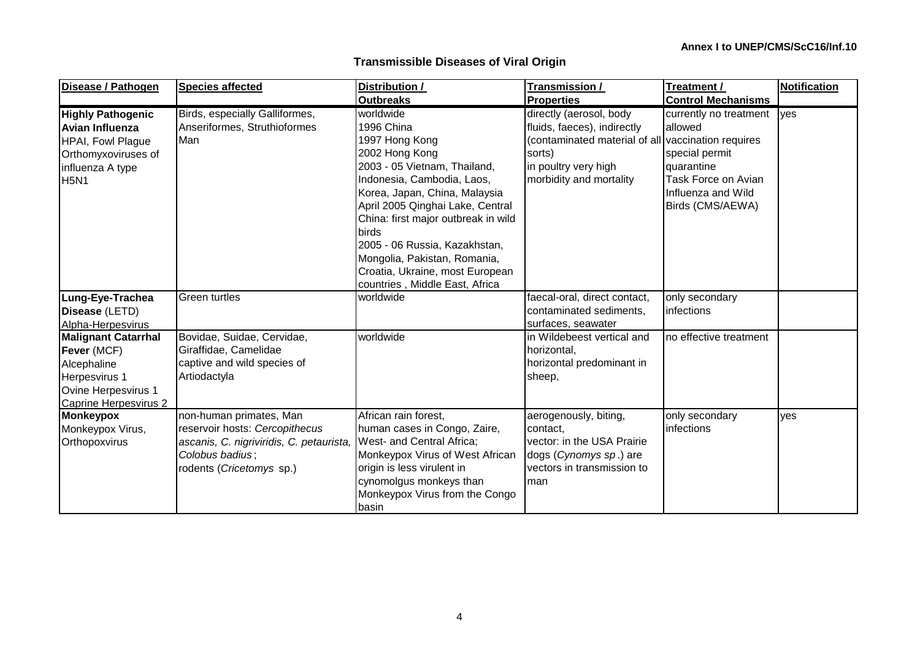Annex I to UNEP/CMS/ScC16/Inf.10

## Transmissible Diseases of Viral Origin

| Disease / Pathogen | Species affected | Distribution / Outbreaks | Transmission / Properties | Treatment / Control Mechanisms | Notification |
|---|---|---|---|---|---|
| **Highly Pathogenic Avian Influenza** HPAI, Fowl Plague Orthomyxoviruses of influenza A type H5N1 | Birds, especially Galliformes, Anseriformes, Struthioformes Man | worldwide 1996 China 1997 Hong Kong 2002 Hong Kong 2003 - 05 Vietnam, Thailand, Indonesia, Cambodia, Laos, Korea, Japan, China, Malaysia April 2005 Qinghai Lake, Central China: first major outbreak in wild birds 2005 - 06 Russia, Kazakhstan, Mongolia, Pakistan, Romania, Croatia, Ukraine, most European countries , Middle East, Africa | directly (aerosol, body fluids, faeces), indirectly (contaminated material of all sorts) in poultry very high morbidity and mortality | currently no treatment allowed vaccination requires special permit quarantine Task Force on Avian Influenza and Wild Birds (CMS/AEWA) | yes |
| **Lung-Eye-Trachea Disease** (LETD) Alpha-Herpesvirus | Green turtles | worldwide | faecal-oral, direct contact, contaminated sediments, surfaces, seawater | only secondary infections | |
| **Malignant Catarrhal Fever** (MCF) Alcephaline Herpesvirus 1 Ovine Herpesvirus 1 Caprine Herpesvirus 2 | Bovidae, Suidae, Cervidae, Giraffidae, Camelidae captive and wild species of Artiodactyla | worldwide | in Wildebeest vertical and horizontal, horizontal predominant in sheep, | no effective treatment | |
| **Monkeypox** Monkeypox Virus, Orthopoxvirus | non-human primates, Man reservoir hosts: *Cercopithecus ascanis, C. nigriviridis, C. petaurista, Colobus badius*; rodents (*Cricetomys* sp.) | African rain forest, human cases in Congo, Zaire, West- and Central Africa; Monkeypox Virus of West African origin is less virulent in cynomolgus monkeys than Monkeypox Virus from the Congo basin | aerogenously, biting, contact, vector: in the USA Prairie dogs (*Cynomys sp*.) are vectors in transmission to man | only secondary infections | yes |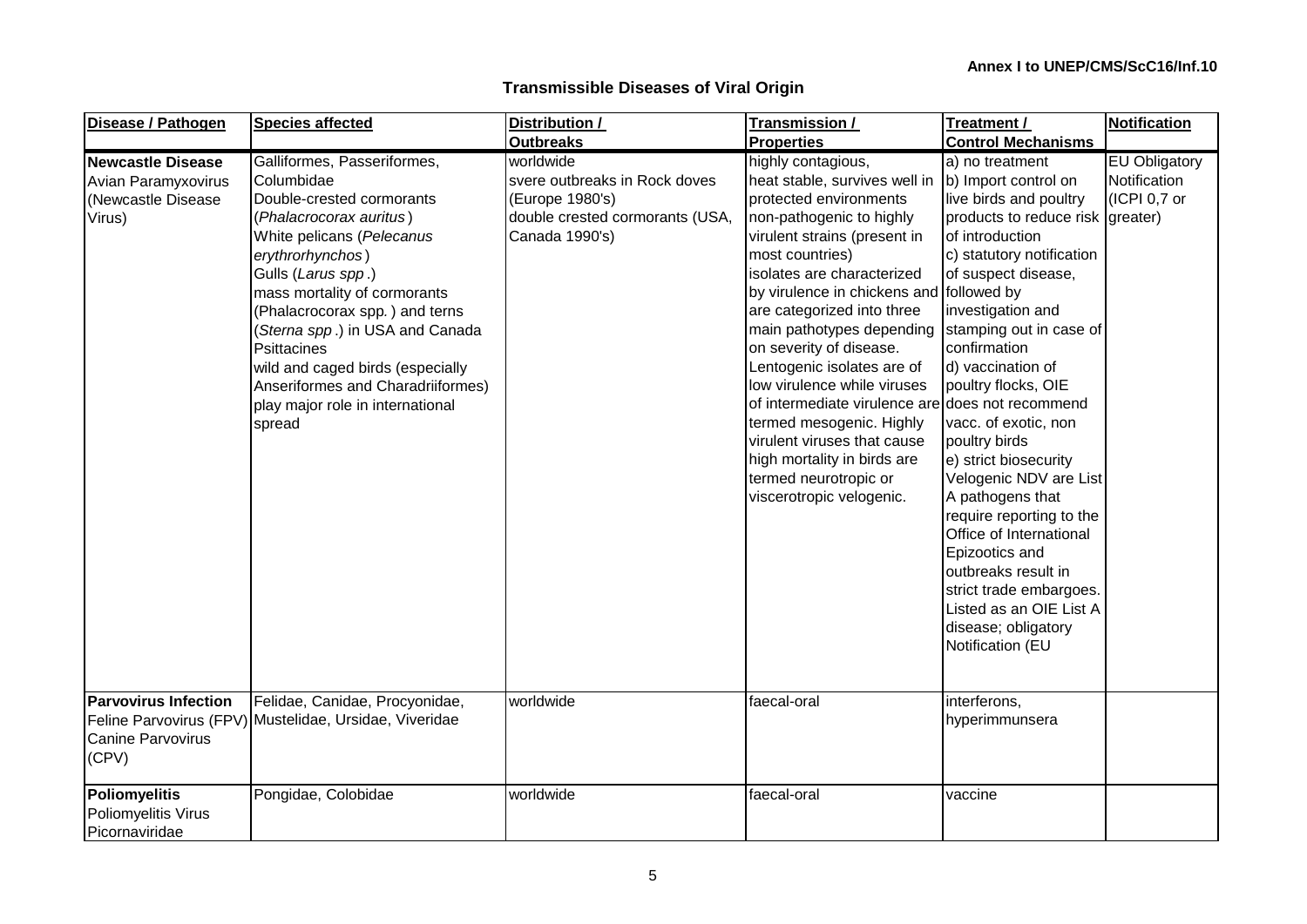Annex I to UNEP/CMS/ScC16/Inf.10

## Transmissible Diseases of Viral Origin

| Disease / Pathogen | Species affected | Distribution / Outbreaks | Transmission / Properties | Treatment / Control Mechanisms | Notification |
|---|---|---|---|---|---|
| **Newcastle Disease** Avian Paramyxovirus (Newcastle Disease Virus) | Galliformes, Passeriformes, Columbidae Double-crested cormorants (*Phalacrocorax auritus*) White pelicans (*Pelecanus erythrorhynchos*) Gulls (*Larus spp*.) mass mortality of cormorants (Phalacrocorax spp*.*) and terns (*Sterna spp*.) in USA and Canada Psittacines wild and caged birds (especially Anseriformes and Charadriiformes) play major role in international spread | worldwide svere outbreaks in Rock doves (Europe 1980's) double crested cormorants (USA, Canada 1990's) | highly contagious, heat stable, survives well in protected environments non-pathogenic to highly virulent strains (present in most countries) isolates are characterized by virulence in chickens and are categorized into three main pathotypes depending on severity of disease. Lentogenic isolates are of low virulence while viruses of intermediate virulence are termed mesogenic. Highly virulent viruses that cause high mortality in birds are termed neurotropic or viscerotropic velogenic. | a) no treatment b) Import control on live birds and poultry products to reduce risk of introduction c) statutory notification of suspect disease, followed by investigation and stamping out in case of confirmation d) vaccination of poultry flocks, OIE does not recommend vacc. of exotic, non poultry birds e) strict biosecurity Velogenic NDV are List A pathogens that require reporting to the Office of International Epizootics and outbreaks result in strict trade embargoes. Listed as an OIE List A disease; obligatory Notification (EU | EU Obligatory Notification (ICPI 0,7 or greater) |
| **Parvovirus Infection** Feline Parvovirus (FPV) Canine Parvovirus (CPV) | Felidae, Canidae, Procyonidae, Mustelidae, Ursidae, Viveridae | worldwide | faecal-oral | interferons, hyperimmunsera | |
| **Poliomyelitis** Poliomyelitis Virus Picornaviridae | Pongidae, Colobidae | worldwide | faecal-oral | vaccine | |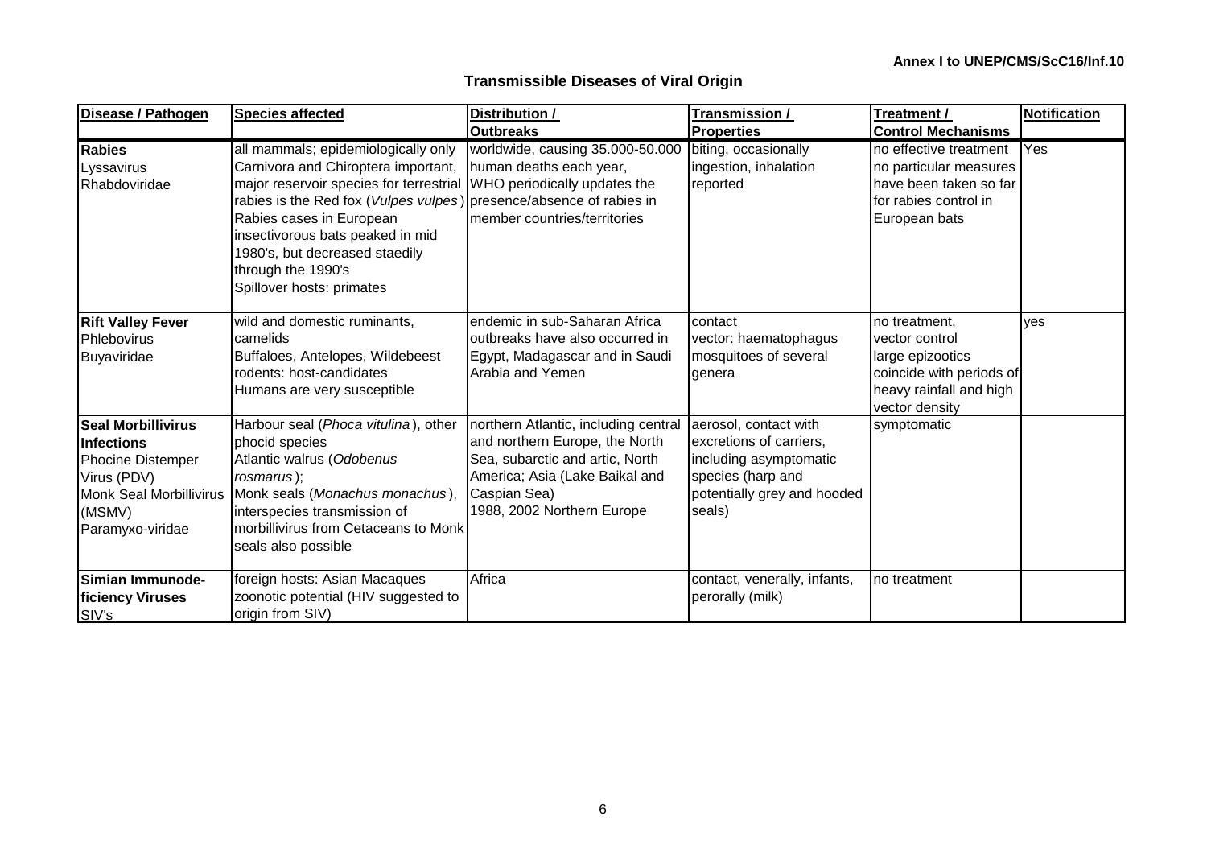**Annex I to UNEP/CMS/ScC16/Inf.10**

## Transmissible Diseases of Viral Origin

| Disease / Pathogen | Species affected | Distribution / Outbreaks | Transmission / Properties | Treatment / Control Mechanisms | Notification |
|---|---|---|---|---|---|
| **Rabies**<br>Lyssavirus<br>Rhabdoviridae | all mammals; epidemiologically only Carnivora and Chiroptera important, major reservoir species for terrestrial rabies is the Red fox (*Vulpes vulpes*)<br>Rabies cases in European insectivorous bats peaked in mid 1980's, but decreased staedily through the 1990's<br>Spillover hosts: primates | worldwide, causing 35.000-50.000 human deaths each year, WHO periodically updates the presence/absence of rabies in member countries/territories | biting, occasionally ingestion, inhalation reported | no effective treatment no particular measures have been taken so far for rabies control in European bats | Yes |
| **Rift Valley Fever**<br>Phlebovirus<br>Buyaviridae | wild and domestic ruminants, camelids<br>Buffaloes, Antelopes, Wildebeest<br>rodents: host-candidates<br>Humans are very susceptible | endemic in sub-Saharan Africa<br>outbreaks have also occurred in Egypt, Madagascar and in Saudi Arabia and Yemen | contact<br>vector: haematophagus mosquitoes of several genera | no treatment,<br>vector control<br>large epizootics coincide with periods of heavy rainfall and high vector density | yes |
| **Seal Morbillivirus Infections**<br>Phocine Distemper Virus (PDV)<br>Monk Seal Morbillivirus (MSMV)<br>Paramyxo-viridae | Harbour seal (*Phoca vitulina*), other phocid species<br>Atlantic walrus (*Odobenus rosmarus*);<br>Monk seals (*Monachus monachus*), interspecies transmission of morbillivirus from Cetaceans to Monk seals also possible | northern Atlantic, including central and northern Europe, the North Sea, subarctic and artic, North America; Asia (Lake Baikal and Caspian Sea)<br>1988, 2002 Northern Europe | aerosol, contact with excretions of carriers, including asymptomatic species (harp and potentially grey and hooded seals) | symptomatic | |
| **Simian Immunode-ficiency Viruses**<br>SIV's | foreign hosts: Asian Macaques<br>zoonotic potential (HIV suggested to origin from SIV) | Africa | contact, venerally, infants, perorally (milk) | no treatment | |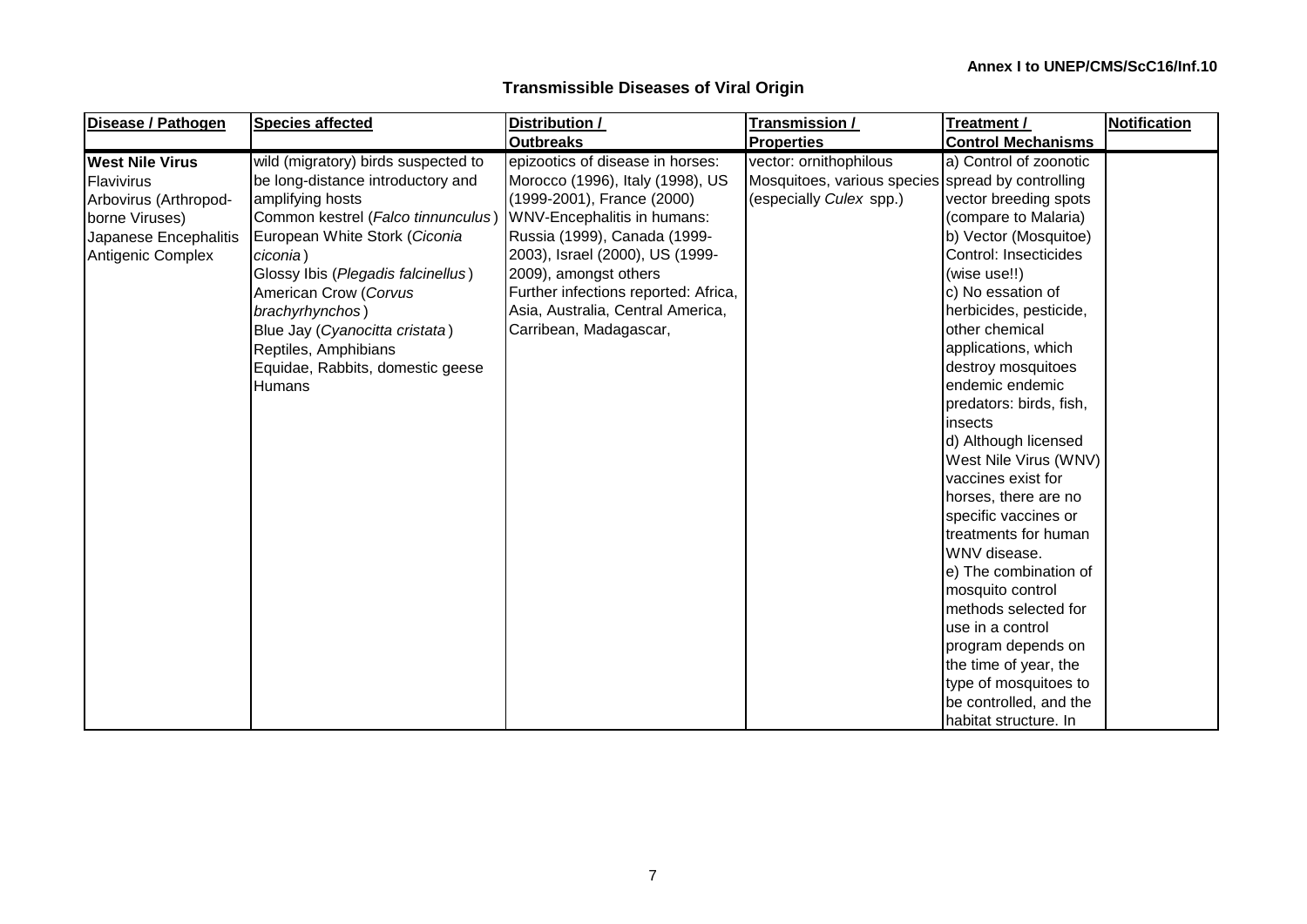Annex I to UNEP/CMS/ScC16/Inf.10

## Transmissible Diseases of Viral Origin

| Disease / Pathogen | Species affected | Distribution / Outbreaks | Transmission / Properties | Treatment / Control Mechanisms | Notification |
|---|---|---|---|---|---|
| **West Nile Virus**<br>Flavivirus<br>Arbovirus (Arthropod-borne Viruses)<br>Japanese Encephalitis Antigenic Complex | wild (migratory) birds suspected to be long-distance introductory and amplifying hosts<br>Common kestrel (*Falco tinnunculus*)<br>European White Stork (*Ciconia ciconia*)<br>Glossy Ibis (*Plegadis falcinellus*)<br>American Crow (*Corvus brachyrhynchos*)<br>Blue Jay (*Cyanocitta cristata*)<br>Reptiles, Amphibians<br>Equidae, Rabbits, domestic geese<br>Humans | epizootics of disease in horses: Morocco (1996), Italy (1998), US (1999-2001), France (2000)<br>WNV-Encephalitis in humans: Russia (1999), Canada (1999-2003), Israel (2000), US (1999-2009), amongst others<br>Further infections reported: Africa, Asia, Australia, Central America, Carribean, Madagascar, | vector: ornithophilous Mosquitoes, various species (especially *Culex* spp.) | a) Control of zoonotic spread by controlling vector breeding spots (compare to Malaria)<br>b) Vector (Mosquitoe) Control: Insecticides (wise use!!)<br>c) No essation of herbicides, pesticide, other chemical applications, which destroy mosquitoes endemic endemic predators: birds, fish, insects<br>d) Although licensed West Nile Virus (WNV) vaccines exist for horses, there are no specific vaccines or treatments for human WNV disease.<br>e) The combination of mosquito control methods selected for use in a control program depends on the time of year, the type of mosquitoes to be controlled, and the habitat structure. In | |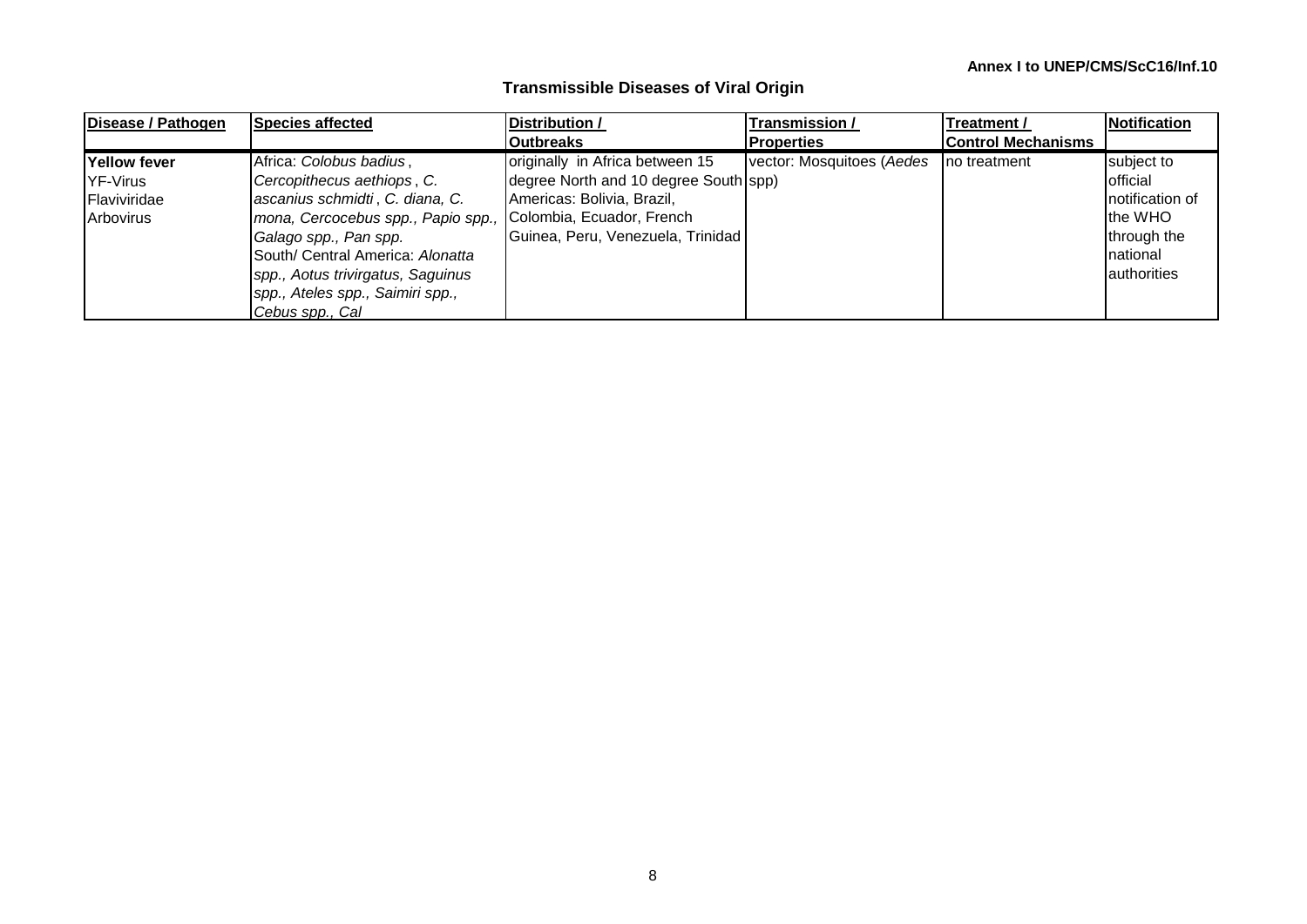**Annex I to UNEP/CMS/ScC16/Inf.10**

## Transmissible Diseases of Viral Origin

| Disease / Pathogen | Species affected | Distribution / Outbreaks | Transmission / Properties | Treatment / Control Mechanisms | Notification |
|---|---|---|---|---|---|
| **Yellow fever** YF-Virus Flaviviridae Arbovirus | Africa: *Colobus badius*, *Cercopithecus aethiops*, *C. ascanius schmidti*, *C. diana, C. mona, Cercocebus spp., Papio spp., Galago spp., Pan spp.* South/ Central America: *Alonatta spp., Aotus trivirgatus, Saguinus spp., Ateles spp., Saimiri spp., Cebus spp., Cal* | originally in Africa between 15 degree North and 10 degree South Americas: Bolivia, Brazil, Colombia, Ecuador, French Guinea, Peru, Venezuela, Trinidad | vector: Mosquitoes (*Aedes* spp) | no treatment | subject to official notification of the WHO through the national authorities |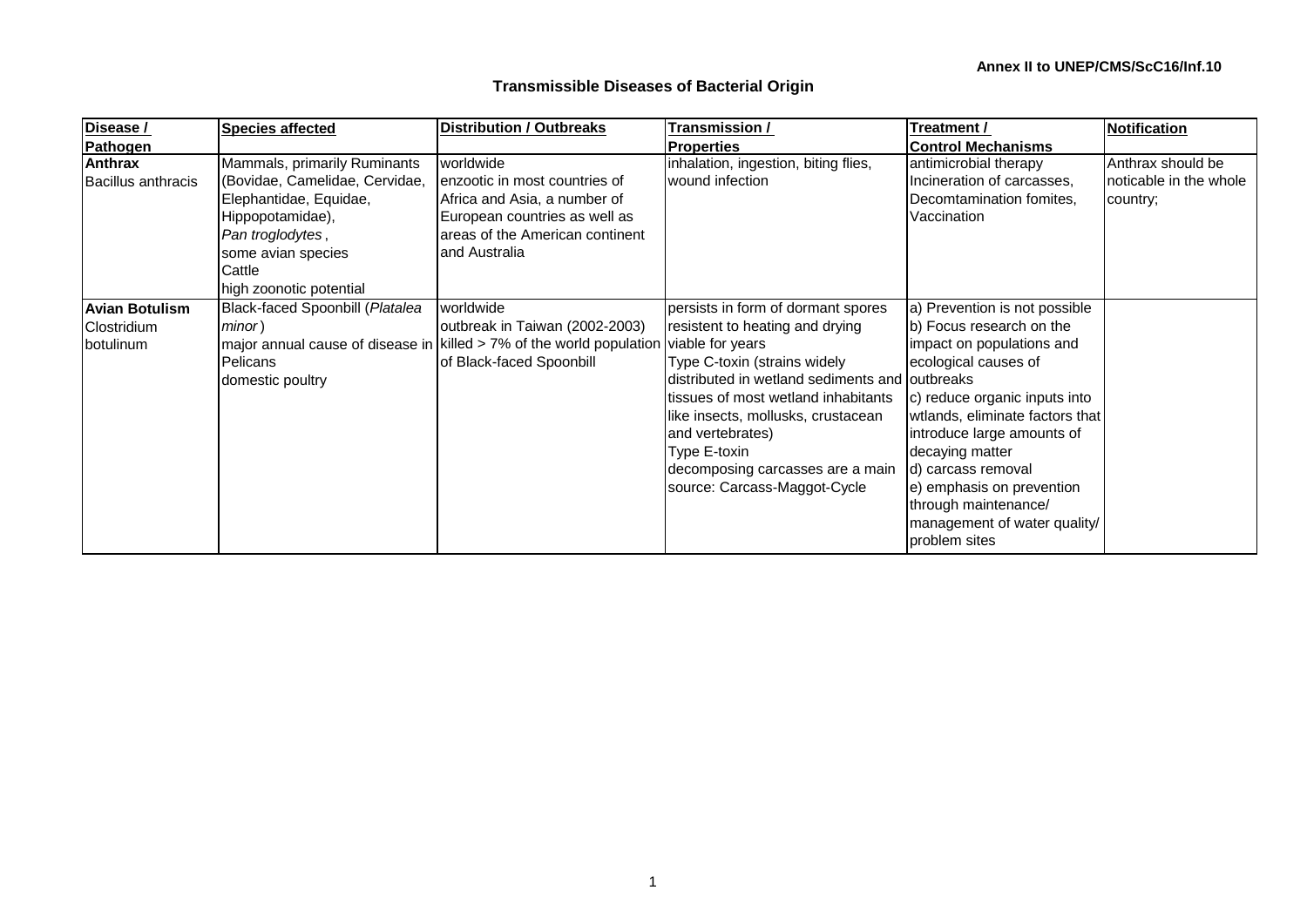**Annex II to UNEP/CMS/ScC16/Inf.10**

## Transmissible Diseases of Bacterial Origin

| Disease / Pathogen | Species affected | Distribution / Outbreaks | Transmission / Properties | Treatment / Control Mechanisms | Notification |
|---|---|---|---|---|---|
| **Anthrax** Bacillus anthracis | Mammals, primarily Ruminants (Bovidae, Camelidae, Cervidae, Elephantidae, Equidae, Hippopotamidae), *Pan troglodytes*, some avian species Cattle high zoonotic potential | worldwide enzootic in most countries of Africa and Asia, a number of European countries as well as areas of the American continent and Australia | inhalation, ingestion, biting flies, wound infection | antimicrobial therapy Incineration of carcasses, Decomtamination fomites, Vaccination | Anthrax should be noticable in the whole country; |
| **Avian Botulism** Clostridium botulinum | Black-faced Spoonbill (*Platalea minor*) major annual cause of disease in Pelicans domestic poultry | worldwide outbreak in Taiwan (2002-2003) killed > 7% of the world population of Black-faced Spoonbill | persists in form of dormant spores resistent to heating and drying viable for years Type C-toxin (strains widely distributed in wetland sediments and tissues of most wetland inhabitants like insects, mollusks, crustacean and vertebrates) Type E-toxin decomposing carcasses are a main source: Carcass-Maggot-Cycle | a) Prevention is not possible b) Focus research on the impact on populations and ecological causes of outbreaks c) reduce organic inputs into wtlands, eliminate factors that introduce large amounts of decaying matter d) carcass removal e) emphasis on prevention through maintenance/ management of water quality/ problem sites | |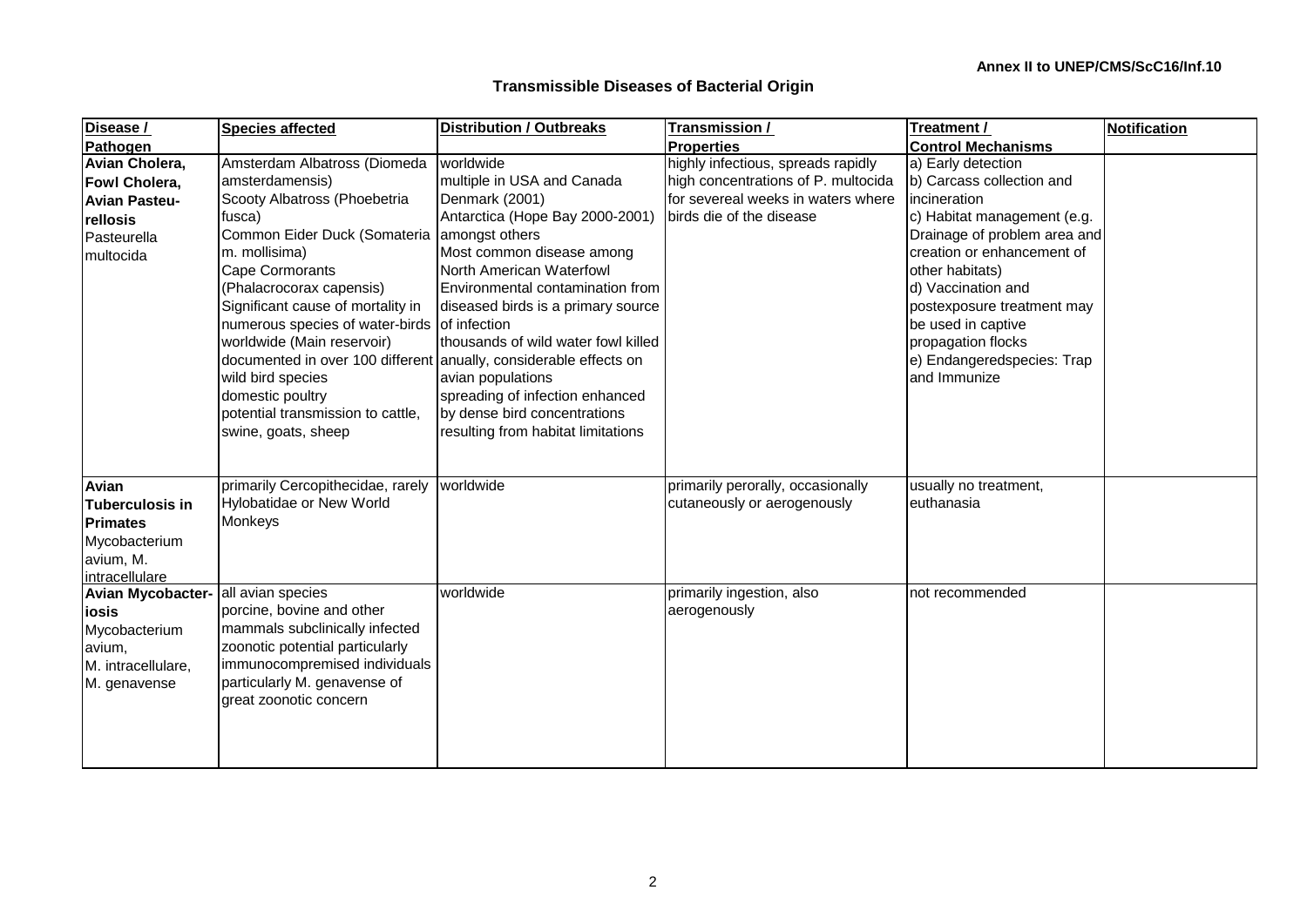Annex II to UNEP/CMS/ScC16/Inf.10

## Transmissible Diseases of Bacterial Origin

| Disease / Pathogen | Species affected | Distribution / Outbreaks | Transmission / Properties | Treatment / Control Mechanisms | Notification |
|---|---|---|---|---|---|
| **Avian Cholera, Fowl Cholera, Avian Pasteu-rellosis** Pasteurella multocida | Amsterdam Albatross (Diomeda amsterdamensis) Scooty Albatross (Phoebetria fusca) Common Eider Duck (Somateria m. mollisima) Cape Cormorants (Phalacrocorax capensis) Significant cause of mortality in numerous species of water-birds worldwide (Main reservoir) documented in over 100 different wild bird species domestic poultry potential transmission to cattle, swine, goats, sheep | worldwide multiple in USA and Canada Denmark (2001) Antarctica (Hope Bay 2000-2001) amongst others Most common disease among North American Waterfowl Environmental contamination from diseased birds is a primary source of infection thousands of wild water fowl killed anually, considerable effects on avian populations spreading of infection enhanced by dense bird concentrations resulting from habitat limitations | highly infectious, spreads rapidly high concentrations of P. multocida for severeal weeks in waters where birds die of the disease | a) Early detection b) Carcass collection and incineration c) Habitat management (e.g. Drainage of problem area and creation or enhancement of other habitats) d) Vaccination and postexposure treatment may be used in captive propagation flocks e) Endangeredspecies: Trap and Immunize | |
| **Avian Tuberculosis in Primates** Mycobacterium avium, M. intracellulare | primarily Cercopithecidae, rarely Hylobatidae or New World Monkeys | worldwide | primarily perorally, occasionally cutaneously or aerogenously | usually no treatment, euthanasia | |
| **Avian Mycobacter-iosis** Mycobacterium avium, M. intracellulare, M. genavense | all avian species porcine, bovine and other mammals subclinically infected zoonotic potential particularly immunocompremised individuals particularly M. genavense of great zoonotic concern | worldwide | primarily ingestion, also aerogenously | not recommended | |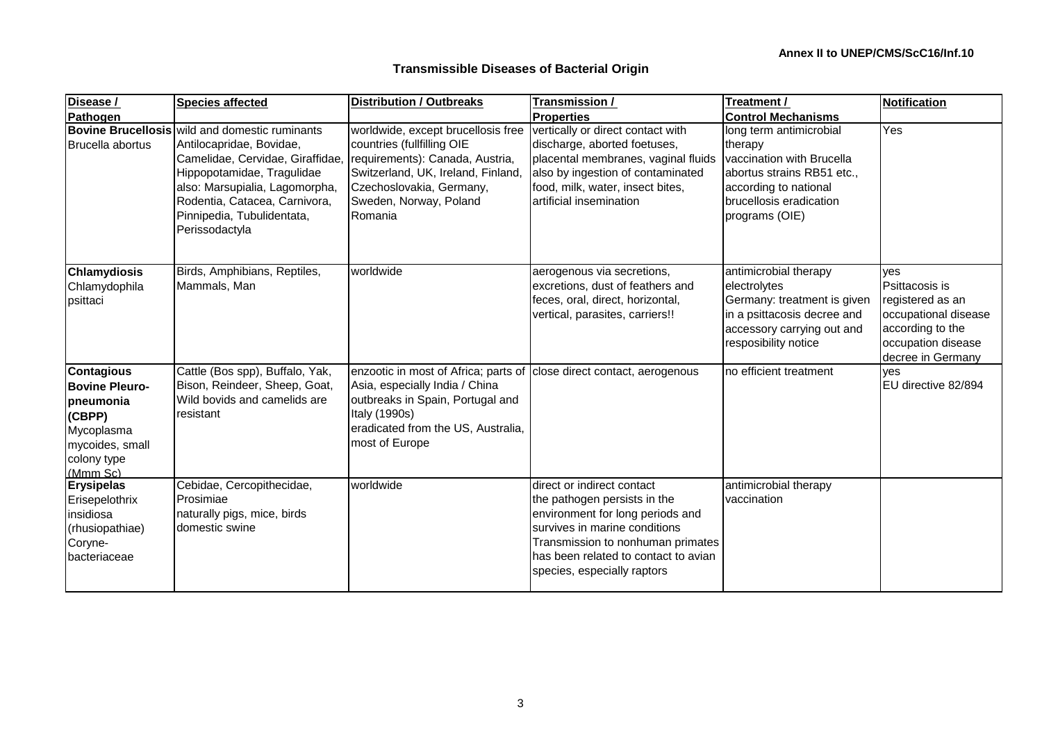**Annex II to UNEP/CMS/ScC16/Inf.10**

## Transmissible Diseases of Bacterial Origin

| Disease / Pathogen | Species affected | Distribution / Outbreaks | Transmission / Properties | Treatment / Control Mechanisms | Notification |
|---|---|---|---|---|---|
| **Bovine Brucellosis** Brucella abortus | wild and domestic ruminants Antilocapridae, Bovidae, Camelidae, Cervidae, Giraffidae, Hippopotamidae, Tragulidae also: Marsupialia, Lagomorpha, Rodentia, Catacea, Carnivora, Pinnipedia, Tubulidentata, Perissodactyla | worldwide, except brucellosis free countries (fullfilling OIE requirements): Canada, Austria, Switzerland, UK, Ireland, Finland, Czechoslovakia, Germany, Sweden, Norway, Poland Romania | vertically or direct contact with discharge, aborted foetuses, placental membranes, vaginal fluids also by ingestion of contaminated food, milk, water, insect bites, artificial insemination | long term antimicrobial therapy vaccination with Brucella abortus strains RB51 etc., according to national brucellosis eradication programs (OIE) | Yes |
| **Chlamydiosis** Chlamydophila psittaci | Birds, Amphibians, Reptiles, Mammals, Man | worldwide | aerogenous via secretions, excretions, dust of feathers and feces, oral, direct, horizontal, vertical, parasites, carriers!! | antimicrobial therapy electrolytes Germany: treatment is given in a psittacosis decree and accessory carrying out and resposibility notice | yes Psittacosis is registered as an occupational disease according to the occupation disease decree in Germany |
| **Contagious Bovine Pleuro-pneumonia (CBPP)** Mycoplasma mycoides, small colony type (Mmm Sc) | Cattle (Bos spp), Buffalo, Yak, Bison, Reindeer, Sheep, Goat, Wild bovids and camelids are resistant | enzootic in most of Africa; parts of Asia, especially India / China outbreaks in Spain, Portugal and Italy (1990s) eradicated from the US, Australia, most of Europe | close direct contact, aerogenous | no efficient treatment | yes EU directive 82/894 |
| **Erysipelas** Erisepelothrix insidiosa (rhusiopathiae) Coryne-bacteriaceae | Cebidae, Cercopithecidae, Prosimiae naturally pigs, mice, birds domestic swine | worldwide | direct or indirect contact the pathogen persists in the environment for long periods and survives in marine conditions Transmission to nonhuman primates has been related to contact to avian species, especially raptors | antimicrobial therapy vaccination | |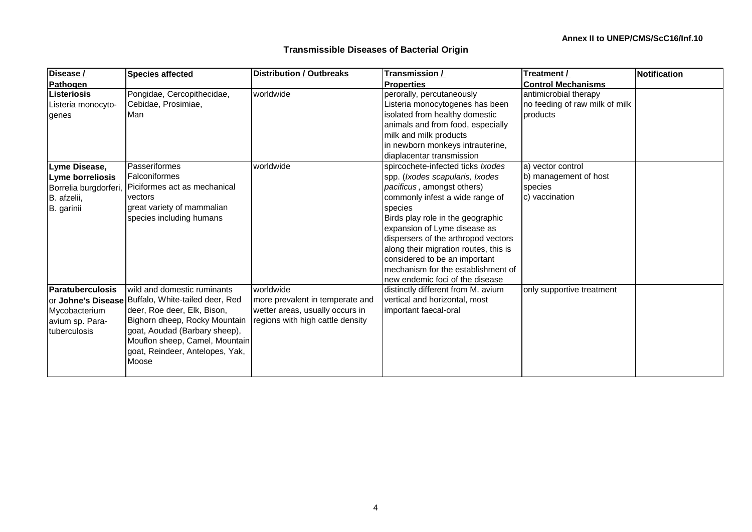**Annex II to UNEP/CMS/ScC16/Inf.10**

## Transmissible Diseases of Bacterial Origin

| Disease / Pathogen | Species affected | Distribution / Outbreaks | Transmission / Properties | Treatment / Control Mechanisms | Notification |
|---|---|---|---|---|---|
| **Listeriosis** Listeria monocyto-genes | Pongidae, Cercopithecidae, Cebidae, Prosimiae, Man | worldwide | perorally, percutaneously Listeria monocytogenes has been isolated from healthy domestic animals and from food, especially milk and milk products in newborn monkeys intrauterine, diaplacentar transmission | antimicrobial therapy no feeding of raw milk of milk products | |
| **Lyme Disease, Lyme borreliosis** Borrelia burgdorferi, B. afzelii, B. garinii | Passeriformes Falconiformes Piciformes act as mechanical vectors great variety of mammalian species including humans | worldwide | spircochete-infected ticks *Ixodes* spp. (*Ixodes scapularis, Ixodes pacificus*, amongst others) commonly infest a wide range of species Birds play role in the geographic expansion of Lyme disease as dispersers of the arthropod vectors along their migration routes, this is considered to be an important mechanism for the establishment of new endemic foci of the disease | a) vector control b) management of host species c) vaccination | |
| **Paratuberculosis** or **Johne's Disease** Mycobacterium avium sp. Para-tuberculosis | wild and domestic ruminants Buffalo, White-tailed deer, Red deer, Roe deer, Elk, Bison, Bighorn dheep, Rocky Mountain goat, Aoudad (Barbary sheep), Mouflon sheep, Camel, Mountain goat, Reindeer, Antelopes, Yak, Moose | worldwide more prevalent in temperate and wetter areas, usually occurs in regions with high cattle density | distinctly different from M. avium vertical and horizontal, most important faecal-oral | only supportive treatment | |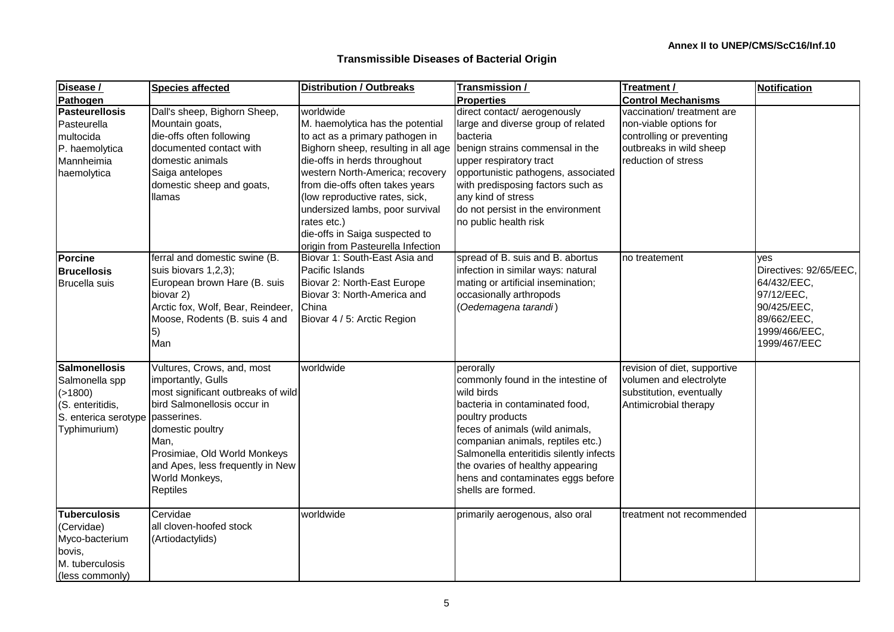Annex II to UNEP/CMS/ScC16/Inf.10

## Transmissible Diseases of Bacterial Origin

| Disease / Pathogen | Species affected | Distribution / Outbreaks | Transmission / Properties | Treatment / Control Mechanisms | Notification |
|---|---|---|---|---|---|
| **Pasteurellosis** Pasteurella multocida P. haemolytica Mannheimia haemolytica | Dall's sheep, Bighorn Sheep, Mountain goats, die-offs often following documented contact with domestic animals Saiga antelopes domestic sheep and goats, llamas | worldwide M. haemolytica has the potential to act as a primary pathogen in Bighorn sheep, resulting in all age die-offs in herds throughout western North-America; recovery from die-offs often takes years (low reproductive rates, sick, undersized lambs, poor survival rates etc.) die-offs in Saiga suspected to origin from Pasteurella Infection | direct contact/ aerogenously large and diverse group of related bacteria benign strains commensal in the upper respiratory tract opportunistic pathogens, associated with predisposing factors such as any kind of stress do not persist in the environment no public health risk | vaccination/ treatment are non-viable options for controlling or preventing outbreaks in wild sheep reduction of stress | |
| **Porcine Brucellosis** Brucella suis | ferral and domestic swine (B. suis biovars 1,2,3); European brown Hare (B. suis biovar 2) Arctic fox, Wolf, Bear, Reindeer, Moose, Rodents (B. suis 4 and 5) Man | Biovar 1: South-East Asia and Pacific Islands Biovar 2: North-East Europe Biovar 3: North-America and China Biovar 4 / 5: Arctic Region | spread of B. suis and B. abortus infection in similar ways: natural mating or artificial insemination; occasionally arthropods (*Oedemagena tarandi*) | no treatement | yes Directives: 92/65/EEC, 64/432/EEC, 97/12/EEC, 90/425/EEC, 89/662/EEC, 1999/466/EEC, 1999/467/EEC |
| **Salmonellosis** Salmonella spp (>1800) (S. enteritidis, S. enterica serotype Typhimurium) | Vultures, Crows, and, most importantly, Gulls most significant outbreaks of wild bird Salmonellosis occur in passerines. domestic poultry Man, Prosimiae, Old World Monkeys and Apes, less frequently in New World Monkeys, Reptiles | worldwide | perorally commonly found in the intestine of wild birds bacteria in contaminated food, poultry products feces of animals (wild animals, companian animals, reptiles etc.) Salmonella enteritidis silently infects the ovaries of healthy appearing hens and contaminates eggs before shells are formed. | revision of diet, supportive volumen and electrolyte substitution, eventually Antimicrobial therapy | |
| **Tuberculosis** (Cervidae) Myco-bacterium bovis, M. tuberculosis (less commonly) | Cervidae all cloven-hoofed stock (Artiodactylids) | worldwide | primarily aerogenous, also oral | treatment not recommended | |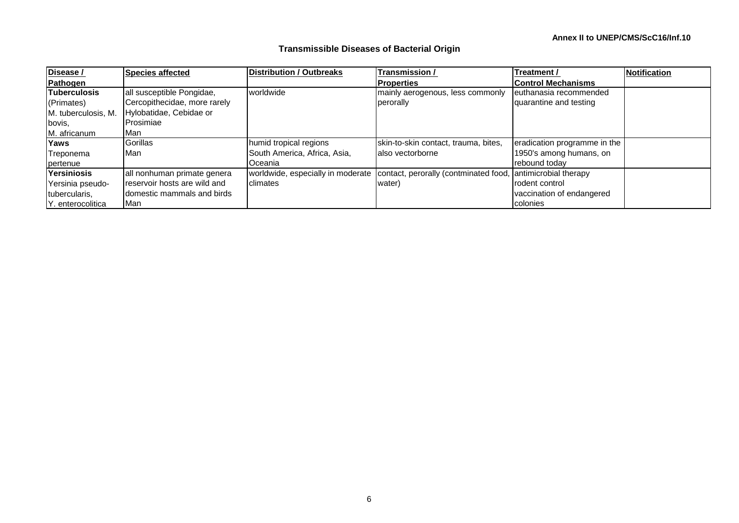Annex II to UNEP/CMS/ScC16/Inf.10

## Transmissible Diseases of Bacterial Origin

| Disease / Pathogen | Species affected | Distribution / Outbreaks | Transmission / Properties | Treatment / Control Mechanisms | Notification |
|---|---|---|---|---|---|
| **Tuberculosis** (Primates) M. tuberculosis, M. bovis, M. africanum | all susceptible Pongidae, Cercopithecidae, more rarely Hylobatidae, Cebidae or Prosimiae Man | worldwide | mainly aerogenous, less commonly perorally | euthanasia recommended quarantine and testing | |
| **Yaws** Treponema pertenue | Gorillas Man | humid tropical regions South America, Africa, Asia, Oceania | skin-to-skin contact, trauma, bites, also vectorborne | eradication programme in the 1950's among humans, on rebound today | |
| **Yersiniosis** Yersinia pseudo-tubercularis, Y. enterocolitica | all nonhuman primate genera reservoir hosts are wild and domestic mammals and birds Man | worldwide, especially in moderate climates | contact, perorally (contminated food, water) | antimicrobial therapy rodent control vaccination of endangered colonies | |